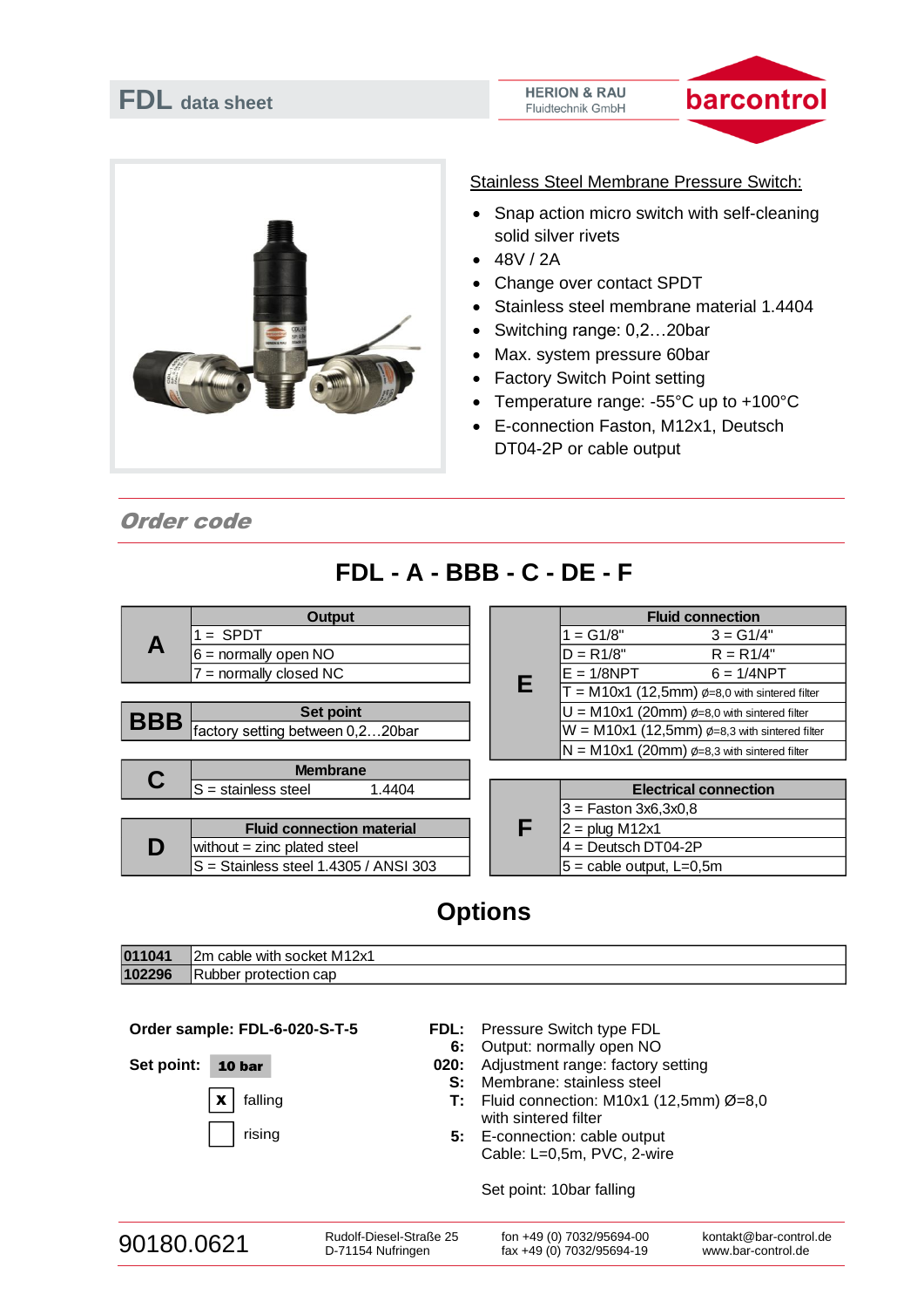# FDL data sheet

HERION & RAU
Fluidtechnik GmbH

barcontrol

Stainless Steel Membrane Pressure Switch:

- Snap action micro switch with self-cleaning solid silver rivets
- 48V / 2A
- Change over contact SPDT
- Stainless steel membrane material 1.4404
- Switching range: 0,2…20bar
- Max. system pressure 60bar
- Factory Switch Point setting
- Temperature range: -55°C up to +100°C
- E-connection Faston, M12x1, Deutsch DT04-2P or cable output

## Order code

### FDL - A - BBB - C - DE - F

| A | Output |
|---|---|
| | 1 = SPDT |
| | 6 = normally open NO |
| | 7 = normally closed NC |

| BBB | Set point |
|---|---|
| | factory setting between 0,2…20bar |

| C | Membrane |
|---|---|
| | S = stainless steel 1.4404 |

| D | Fluid connection material |
|---|---|
| | without = zinc plated steel |
| | S = Stainless steel 1.4305 / ANSI 303 |

| E | Fluid connection | |
|---|---|---|
| | 1 = G1/8" | 3 = G1/4" |
| | D = R1/8" | R = R1/4" |
| | E = 1/8NPT | 6 = 1/4NPT |
| | T = M10x1 (12,5mm) ø=8,0 with sintered filter | |
| | U = M10x1 (20mm) ø=8,0 with sintered filter | |
| | W = M10x1 (12,5mm) ø=8,3 with sintered filter | |
| | N = M10x1 (20mm) ø=8,3 with sintered filter | |

| F | Electrical connection |
|---|---|
| | 3 = Faston 3x6,3x0,8 |
| | 2 = plug M12x1 |
| | 4 = Deutsch DT04-2P |
| | 5 = cable output, L=0,5m |

## Options

| | |
|---|---|
| 011041 | 2m cable with socket M12x1 |
| 102296 | Rubber protection cap |

**Order sample: FDL-6-020-S-T-5**

**Set point:** **10 bar**

- [x] falling
- [ ] rising

| | |
|---|---|
| **FDL:** | Pressure Switch type FDL |
| **6:** | Output: normally open NO |
| **020:** | Adjustment range: factory setting |
| **S:** | Membrane: stainless steel |
| **T:** | Fluid connection: M10x1 (12,5mm) Ø=8,0 with sintered filter |
| **5:** | E-connection: cable output Cable: L=0,5m, PVC, 2-wire |

Set point: 10bar falling

90180.0621

Rudolf-Diesel-Straße 25
D-71154 Nufringen

fon +49 (0) 7032/95694-00
fax +49 (0) 7032/95694-19

kontakt@bar-control.de
www.bar-control.de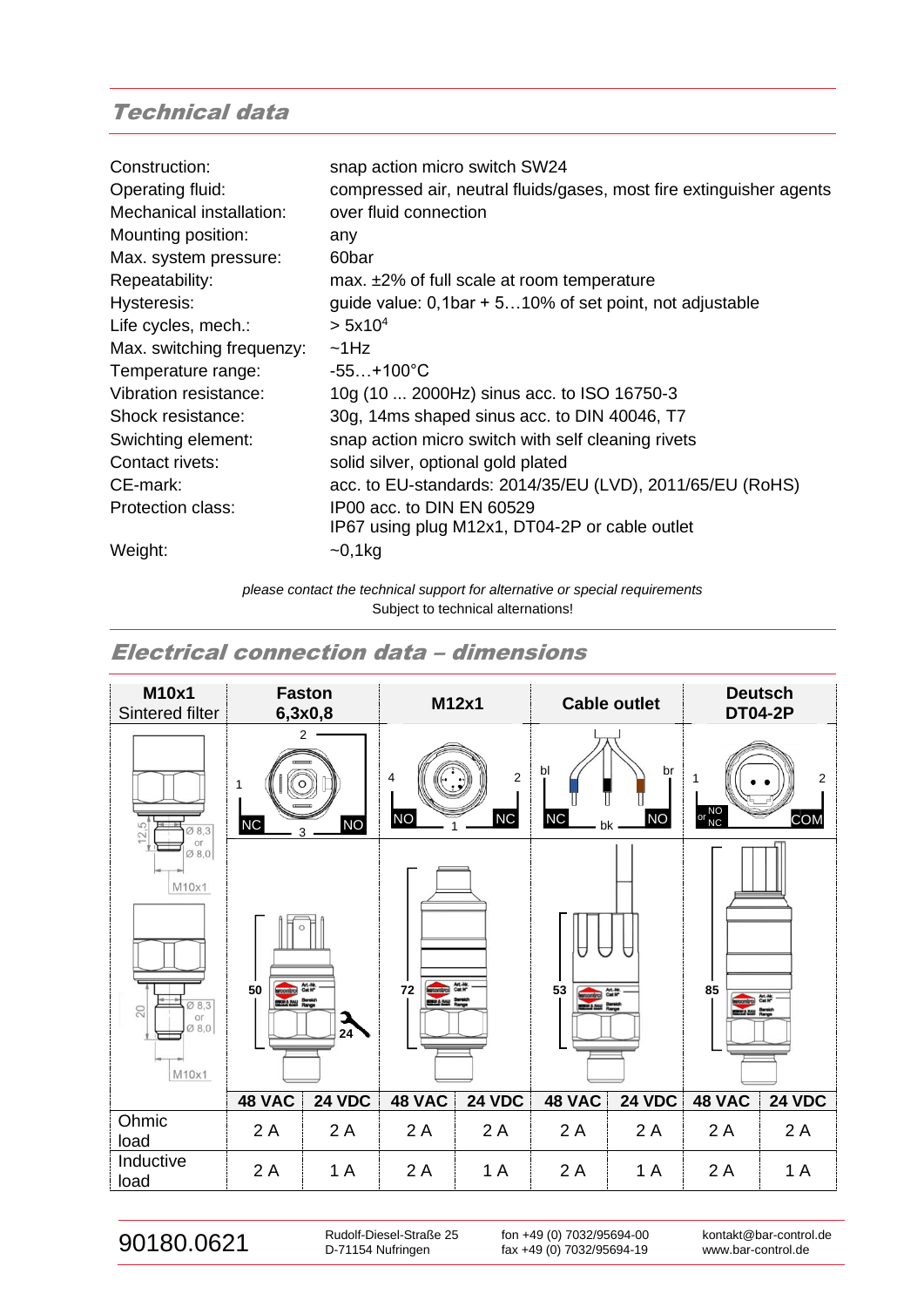## Technical data

| | |
|---|---|
| Construction: | snap action micro switch SW24 |
| Operating fluid: | compressed air, neutral fluids/gases, most fire extinguisher agents |
| Mechanical installation: | over fluid connection |
| Mounting position: | any |
| Max. system pressure: | 60bar |
| Repeatability: | max. ±2% of full scale at room temperature |
| Hysteresis: | guide value: 0,1bar + 5…10% of set point, not adjustable |
| Life cycles, mech.: | > $5x10^4$ |
| Max. switching frequenzy: | ~1Hz |
| Temperature range: | -55…+100°C |
| Vibration resistance: | 10g (10 ... 2000Hz) sinus acc. to ISO 16750-3 |
| Shock resistance: | 30g, 14ms shaped sinus acc. to DIN 40046, T7 |
| Swichting element: | snap action micro switch with self cleaning rivets |
| Contact rivets: | solid silver, optional gold plated |
| CE-mark: | acc. to EU-standards: 2014/35/EU (LVD), 2011/65/EU (RoHS) |
| Protection class: | IP00 acc. to DIN EN 60529<br>IP67 using plug M12x1, DT04-2P or cable outlet |
| Weight: | ~0,1kg |

*please contact the technical support for alternative or special requirements*

Subject to technical alternations!

## Electrical connection data – dimensions

| M10x1 Sintered filter | Faston 6,3x0,8 | | M12x1 | | Cable outlet | | Deutsch DT04-2P | |
|---|---|---|---|---|---|---|---|---|
| 12,5 Ø 8,3 or Ø 8,0 M10x1<br>20 Ø 8,3 or Ø 8,0 M10x1 | 1, 2, 3 NC NO<br>50, 24 | | 4, 2, 1 NO NC<br>72 | | bl br bk NC NO<br>53 | | 1 2 NO or NC COM<br>85 | |
| | 48 VAC | 24 VDC | 48 VAC | 24 VDC | 48 VAC | 24 VDC | 48 VAC | 24 VDC |
| Ohmic load | 2 A | 2 A | 2 A | 2 A | 2 A | 2 A | 2 A | 2 A |
| Inductive load | 2 A | 1 A | 2 A | 1 A | 2 A | 1 A | 2 A | 1 A |

90180.0621

Rudolf-Diesel-Straße 25
D-71154 Nufringen

fon +49 (0) 7032/95694-00
fax +49 (0) 7032/95694-19

kontakt@bar-control.de
www.bar-control.de